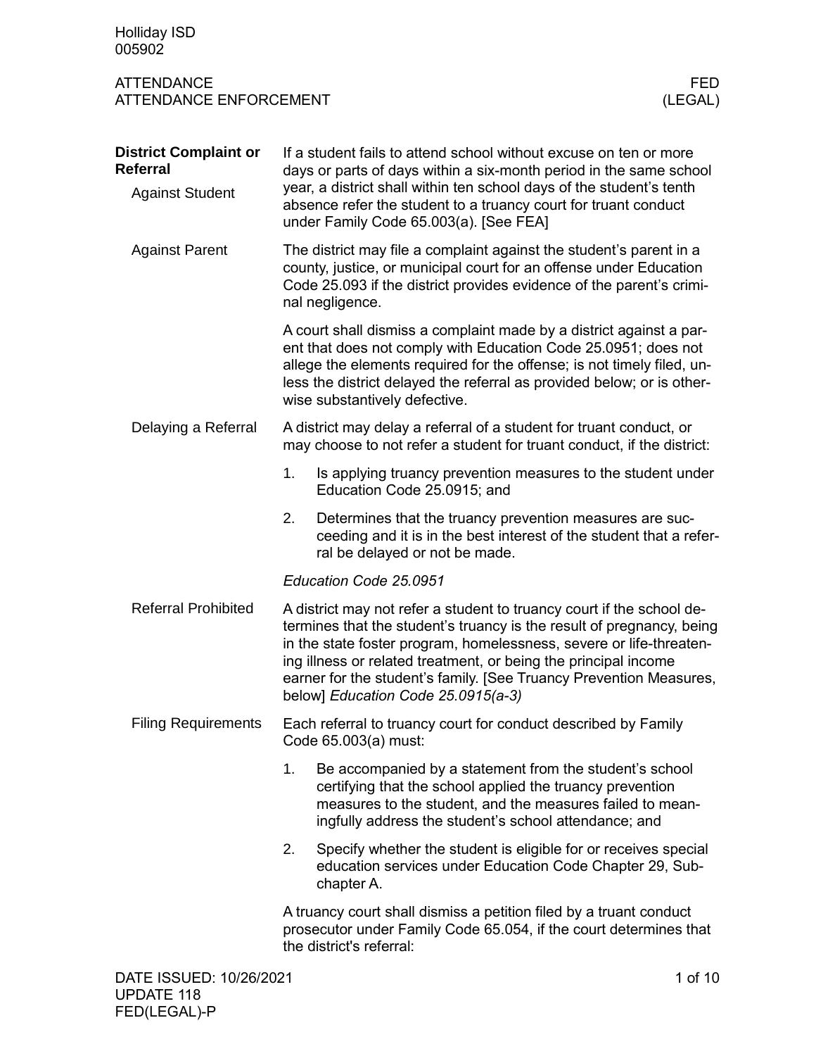Holliday ISD
005902

ATTENDANCE
ATTENDANCE ENFORCEMENT

FED
(LEGAL)

## District Complaint or Referral

### Against Student

If a student fails to attend school without excuse on ten or more days or parts of days within a six-month period in the same school year, a district shall within ten school days of the student's tenth absence refer the student to a truancy court for truant conduct under Family Code 65.003(a). [See FEA]

### Against Parent

The district may file a complaint against the student's parent in a county, justice, or municipal court for an offense under Education Code 25.093 if the district provides evidence of the parent's criminal negligence.

A court shall dismiss a complaint made by a district against a parent that does not comply with Education Code 25.0951; does not allege the elements required for the offense; is not timely filed, unless the district delayed the referral as provided below; or is otherwise substantively defective.

### Delaying a Referral

A district may delay a referral of a student for truant conduct, or may choose to not refer a student for truant conduct, if the district:

1. Is applying truancy prevention measures to the student under Education Code 25.0915; and
2. Determines that the truancy prevention measures are succeeding and it is in the best interest of the student that a referral be delayed or not be made.

*Education Code 25.0951*

### Referral Prohibited

A district may not refer a student to truancy court if the school determines that the student's truancy is the result of pregnancy, being in the state foster program, homelessness, severe or life-threatening illness or related treatment, or being the principal income earner for the student's family. [See Truancy Prevention Measures, below] *Education Code 25.0915(a-3)*

### Filing Requirements

Each referral to truancy court for conduct described by Family Code 65.003(a) must:

1. Be accompanied by a statement from the student's school certifying that the school applied the truancy prevention measures to the student, and the measures failed to meaningfully address the student's school attendance; and
2. Specify whether the student is eligible for or receives special education services under Education Code Chapter 29, Subchapter A.

A truancy court shall dismiss a petition filed by a truant conduct prosecutor under Family Code 65.054, if the court determines that the district's referral:

DATE ISSUED: 10/26/2021
UPDATE 118
FED(LEGAL)-P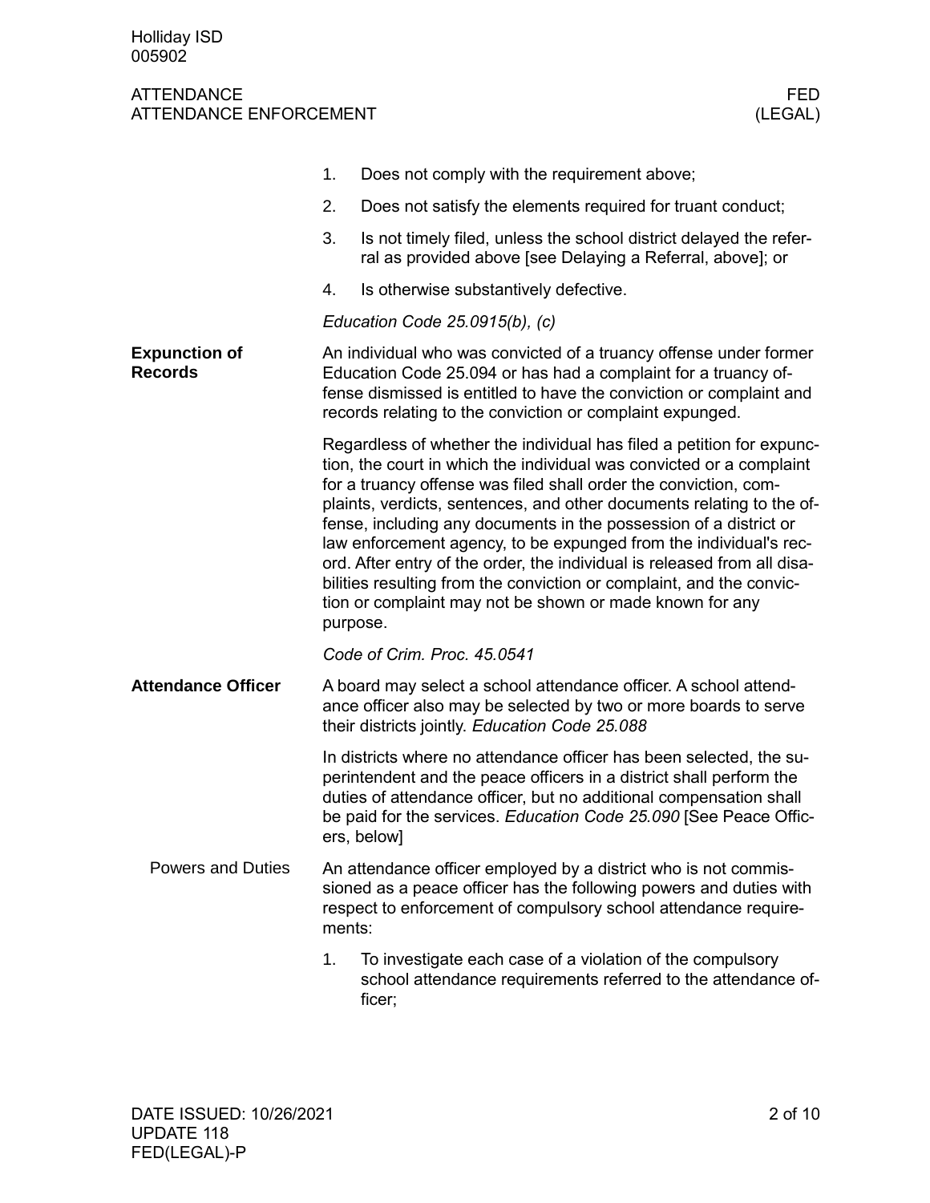1. Does not comply with the requirement above;
2. Does not satisfy the elements required for truant conduct;
3. Is not timely filed, unless the school district delayed the referral as provided above [see Delaying a Referral, above]; or
4. Is otherwise substantively defective.

*Education Code 25.0915(b), (c)*

## Expunction of Records

An individual who was convicted of a truancy offense under former Education Code 25.094 or has had a complaint for a truancy offense dismissed is entitled to have the conviction or complaint and records relating to the conviction or complaint expunged.

Regardless of whether the individual has filed a petition for expunction, the court in which the individual was convicted or a complaint for a truancy offense was filed shall order the conviction, complaints, verdicts, sentences, and other documents relating to the offense, including any documents in the possession of a district or law enforcement agency, to be expunged from the individual's record. After entry of the order, the individual is released from all disabilities resulting from the conviction or complaint, and the conviction or complaint may not be shown or made known for any purpose.

*Code of Crim. Proc. 45.0541*

## Attendance Officer

A board may select a school attendance officer. A school attendance officer also may be selected by two or more boards to serve their districts jointly. *Education Code 25.088*

In districts where no attendance officer has been selected, the superintendent and the peace officers in a district shall perform the duties of attendance officer, but no additional compensation shall be paid for the services. *Education Code 25.090* [See Peace Officers, below]

### Powers and Duties

An attendance officer employed by a district who is not commissioned as a peace officer has the following powers and duties with respect to enforcement of compulsory school attendance requirements:

1. To investigate each case of a violation of the compulsory school attendance requirements referred to the attendance officer;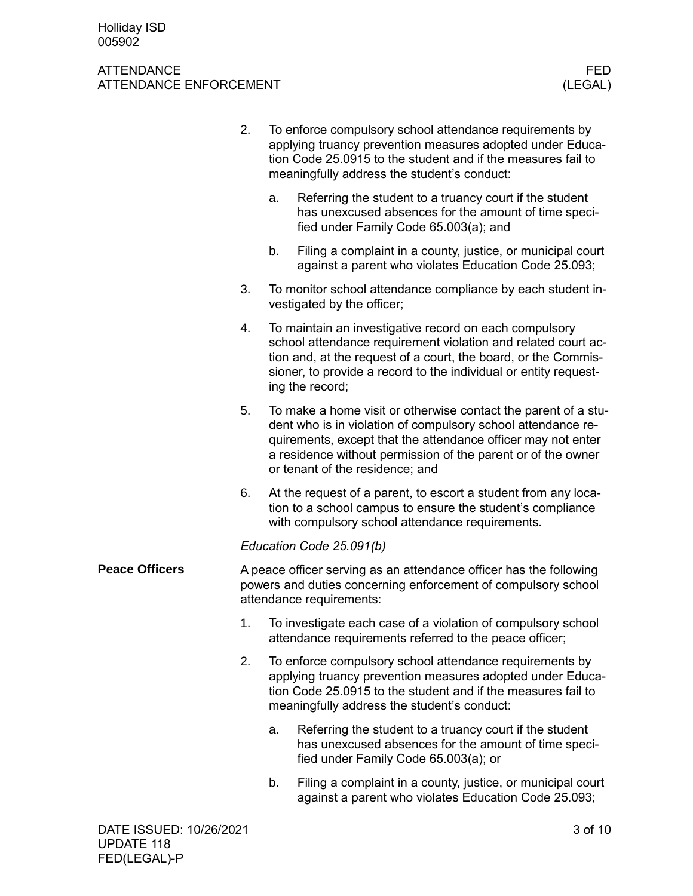2. To enforce compulsory school attendance requirements by applying truancy prevention measures adopted under Education Code 25.0915 to the student and if the measures fail to meaningfully address the student's conduct:

   a. Referring the student to a truancy court if the student has unexcused absences for the amount of time specified under Family Code 65.003(a); and

   b. Filing a complaint in a county, justice, or municipal court against a parent who violates Education Code 25.093;

3. To monitor school attendance compliance by each student investigated by the officer;

4. To maintain an investigative record on each compulsory school attendance requirement violation and related court action and, at the request of a court, the board, or the Commissioner, to provide a record to the individual or entity requesting the record;

5. To make a home visit or otherwise contact the parent of a student who is in violation of compulsory school attendance requirements, except that the attendance officer may not enter a residence without permission of the parent or of the owner or tenant of the residence; and

6. At the request of a parent, to escort a student from any location to a school campus to ensure the student's compliance with compulsory school attendance requirements.

*Education Code 25.091(b)*

## Peace Officers

A peace officer serving as an attendance officer has the following powers and duties concerning enforcement of compulsory school attendance requirements:

1. To investigate each case of a violation of compulsory school attendance requirements referred to the peace officer;

2. To enforce compulsory school attendance requirements by applying truancy prevention measures adopted under Education Code 25.0915 to the student and if the measures fail to meaningfully address the student's conduct:

   a. Referring the student to a truancy court if the student has unexcused absences for the amount of time specified under Family Code 65.003(a); or

   b. Filing a complaint in a county, justice, or municipal court against a parent who violates Education Code 25.093;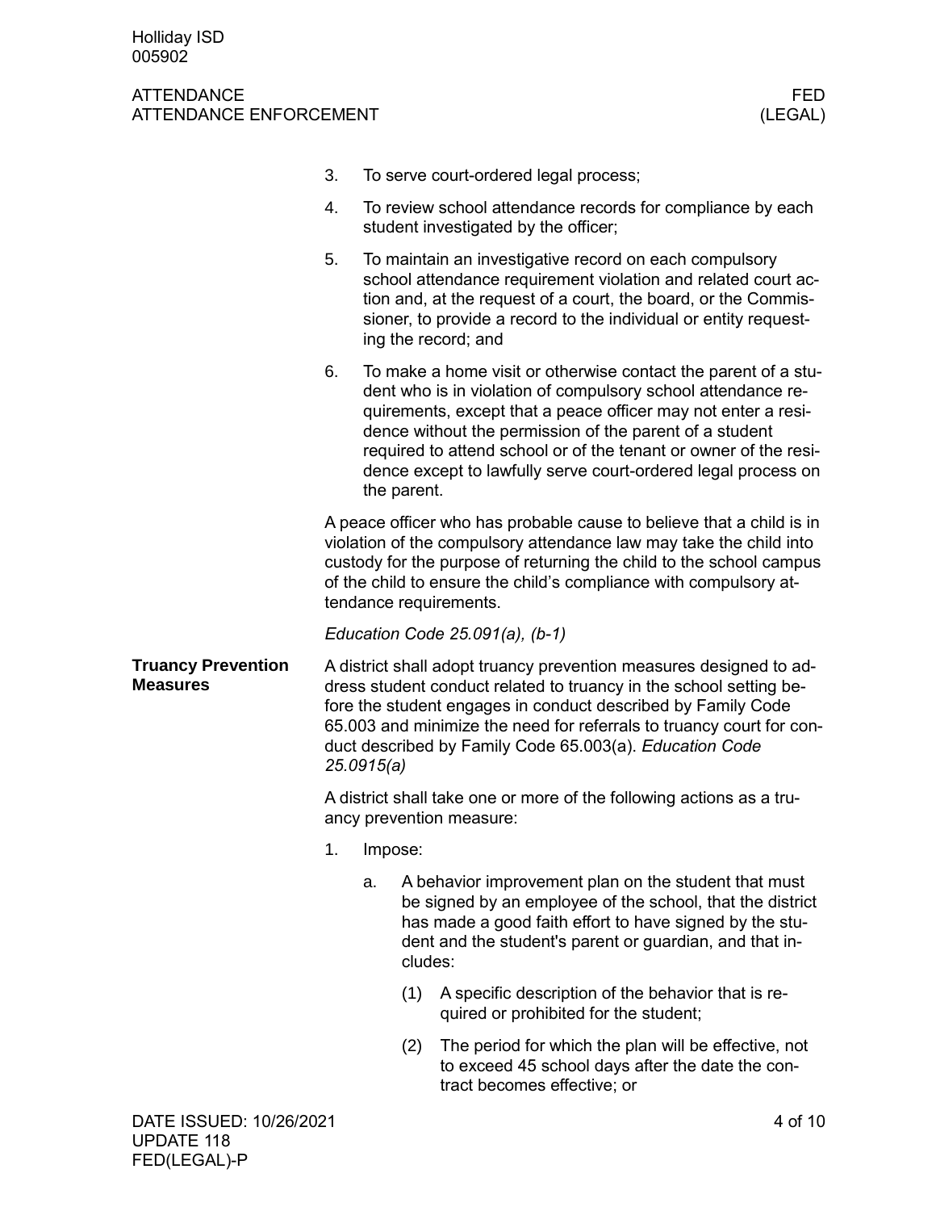3. To serve court-ordered legal process;
4. To review school attendance records for compliance by each student investigated by the officer;
5. To maintain an investigative record on each compulsory school attendance requirement violation and related court action and, at the request of a court, the board, or the Commissioner, to provide a record to the individual or entity requesting the record; and
6. To make a home visit or otherwise contact the parent of a student who is in violation of compulsory school attendance requirements, except that a peace officer may not enter a residence without the permission of the parent of a student required to attend school or of the tenant or owner of the residence except to lawfully serve court-ordered legal process on the parent.

A peace officer who has probable cause to believe that a child is in violation of the compulsory attendance law may take the child into custody for the purpose of returning the child to the school campus of the child to ensure the child's compliance with compulsory attendance requirements.

*Education Code 25.091(a), (b-1)*

**Truancy Prevention Measures**

A district shall adopt truancy prevention measures designed to address student conduct related to truancy in the school setting before the student engages in conduct described by Family Code 65.003 and minimize the need for referrals to truancy court for conduct described by Family Code 65.003(a). *Education Code 25.0915(a)*

A district shall take one or more of the following actions as a truancy prevention measure:

1. Impose:
   a. A behavior improvement plan on the student that must be signed by an employee of the school, that the district has made a good faith effort to have signed by the student and the student's parent or guardian, and that includes:
      (1) A specific description of the behavior that is required or prohibited for the student;
      (2) The period for which the plan will be effective, not to exceed 45 school days after the date the contract becomes effective; or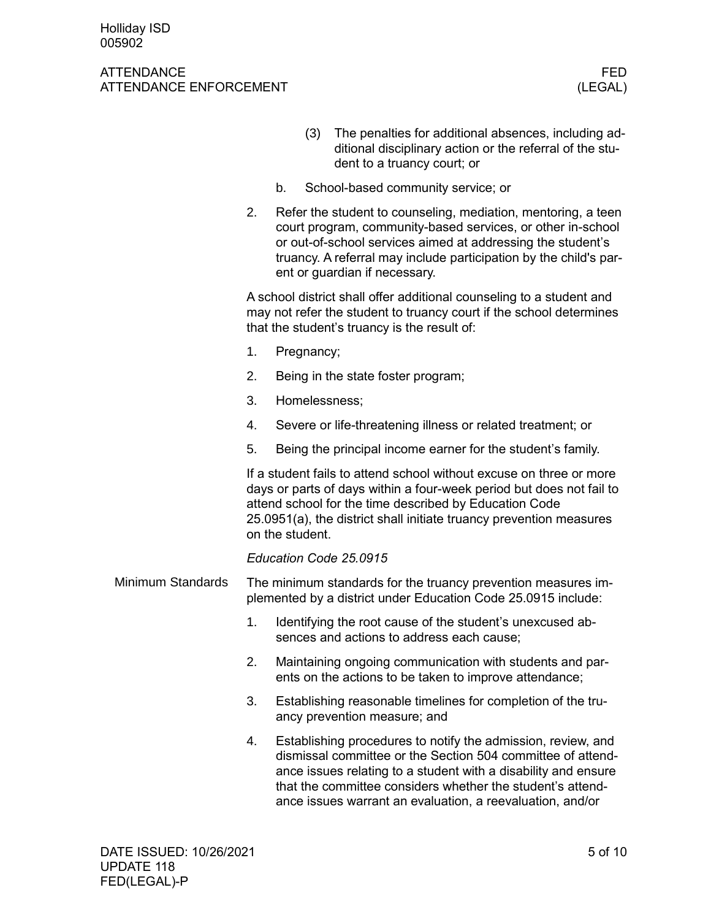(3) The penalties for additional absences, including additional disciplinary action or the referral of the student to a truancy court; or

b. School-based community service; or

2. Refer the student to counseling, mediation, mentoring, a teen court program, community-based services, or other in-school or out-of-school services aimed at addressing the student's truancy. A referral may include participation by the child's parent or guardian if necessary.

A school district shall offer additional counseling to a student and may not refer the student to truancy court if the school determines that the student's truancy is the result of:

1. Pregnancy;
2. Being in the state foster program;
3. Homelessness;
4. Severe or life-threatening illness or related treatment; or
5. Being the principal income earner for the student's family.

If a student fails to attend school without excuse on three or more days or parts of days within a four-week period but does not fail to attend school for the time described by Education Code 25.0951(a), the district shall initiate truancy prevention measures on the student.

*Education Code 25.0915*

**Minimum Standards**

The minimum standards for the truancy prevention measures implemented by a district under Education Code 25.0915 include:

1. Identifying the root cause of the student's unexcused absences and actions to address each cause;
2. Maintaining ongoing communication with students and parents on the actions to be taken to improve attendance;
3. Establishing reasonable timelines for completion of the truancy prevention measure; and
4. Establishing procedures to notify the admission, review, and dismissal committee or the Section 504 committee of attendance issues relating to a student with a disability and ensure that the committee considers whether the student's attendance issues warrant an evaluation, a reevaluation, and/or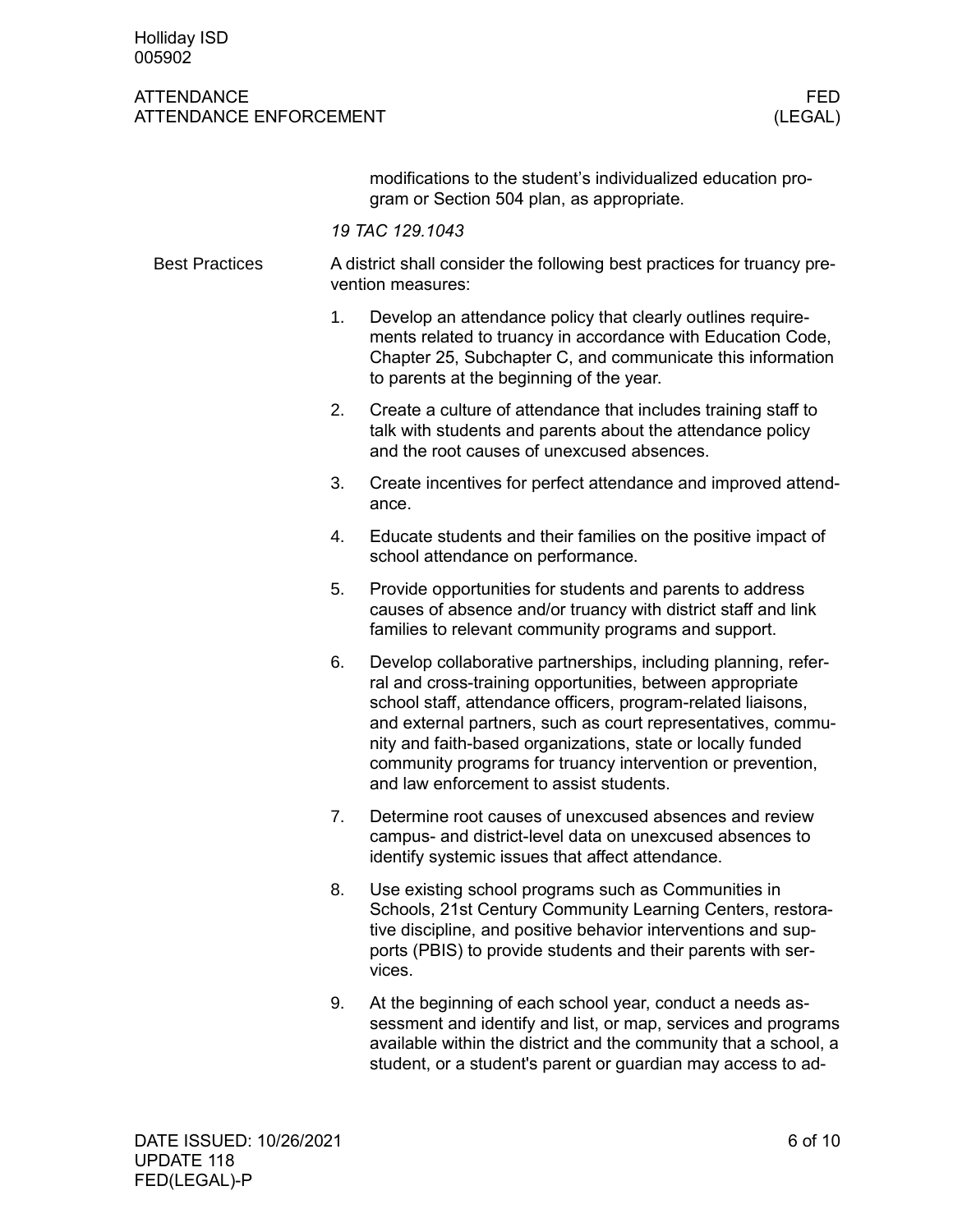modifications to the student's individualized education program or Section 504 plan, as appropriate.

*19 TAC 129.1043*

## Best Practices

A district shall consider the following best practices for truancy prevention measures:

1. Develop an attendance policy that clearly outlines requirements related to truancy in accordance with Education Code, Chapter 25, Subchapter C, and communicate this information to parents at the beginning of the year.
2. Create a culture of attendance that includes training staff to talk with students and parents about the attendance policy and the root causes of unexcused absences.
3. Create incentives for perfect attendance and improved attendance.
4. Educate students and their families on the positive impact of school attendance on performance.
5. Provide opportunities for students and parents to address causes of absence and/or truancy with district staff and link families to relevant community programs and support.
6. Develop collaborative partnerships, including planning, referral and cross-training opportunities, between appropriate school staff, attendance officers, program-related liaisons, and external partners, such as court representatives, community and faith-based organizations, state or locally funded community programs for truancy intervention or prevention, and law enforcement to assist students.
7. Determine root causes of unexcused absences and review campus- and district-level data on unexcused absences to identify systemic issues that affect attendance.
8. Use existing school programs such as Communities in Schools, 21st Century Community Learning Centers, restorative discipline, and positive behavior interventions and supports (PBIS) to provide students and their parents with services.
9. At the beginning of each school year, conduct a needs assessment and identify and list, or map, services and programs available within the district and the community that a school, a student, or a student's parent or guardian may access to ad-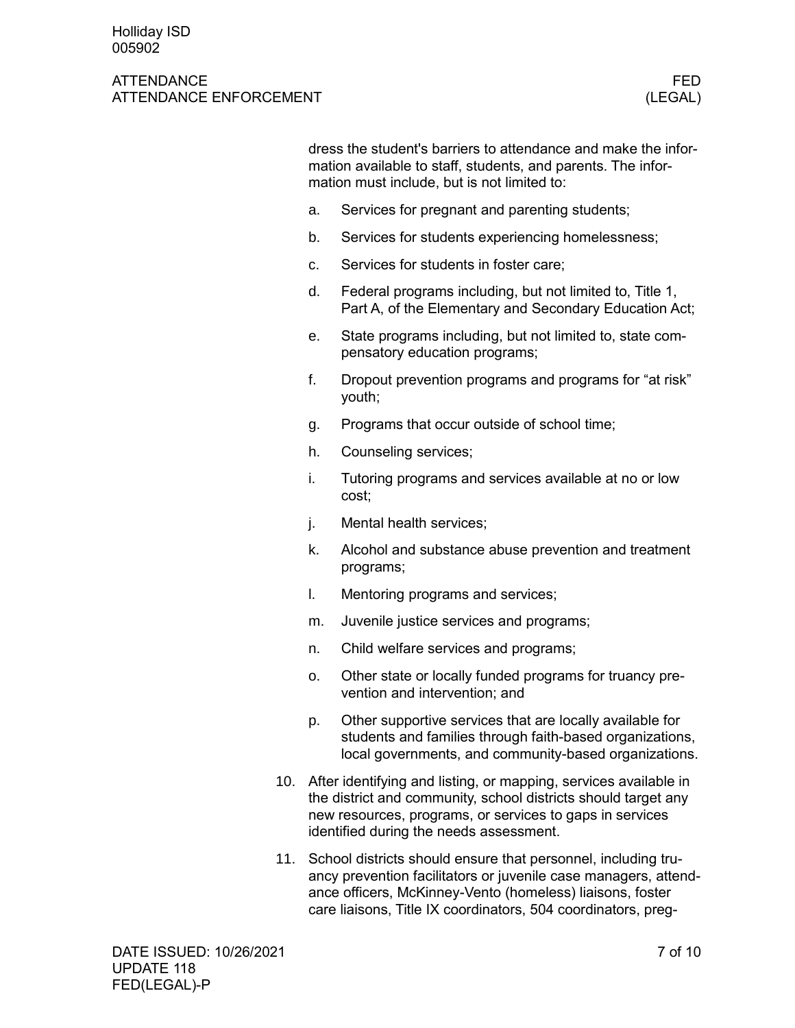dress the student's barriers to attendance and make the information available to staff, students, and parents. The information must include, but is not limited to:

   a. Services for pregnant and parenting students;
   b. Services for students experiencing homelessness;
   c. Services for students in foster care;
   d. Federal programs including, but not limited to, Title 1, Part A, of the Elementary and Secondary Education Act;
   e. State programs including, but not limited to, state compensatory education programs;
   f. Dropout prevention programs and programs for "at risk" youth;
   g. Programs that occur outside of school time;
   h. Counseling services;
   i. Tutoring programs and services available at no or low cost;
   j. Mental health services;
   k. Alcohol and substance abuse prevention and treatment programs;
   l. Mentoring programs and services;
   m. Juvenile justice services and programs;
   n. Child welfare services and programs;
   o. Other state or locally funded programs for truancy prevention and intervention; and
   p. Other supportive services that are locally available for students and families through faith-based organizations, local governments, and community-based organizations.

10. After identifying and listing, or mapping, services available in the district and community, school districts should target any new resources, programs, or services to gaps in services identified during the needs assessment.

11. School districts should ensure that personnel, including truancy prevention facilitators or juvenile case managers, attendance officers, McKinney-Vento (homeless) liaisons, foster care liaisons, Title IX coordinators, 504 coordinators, preg-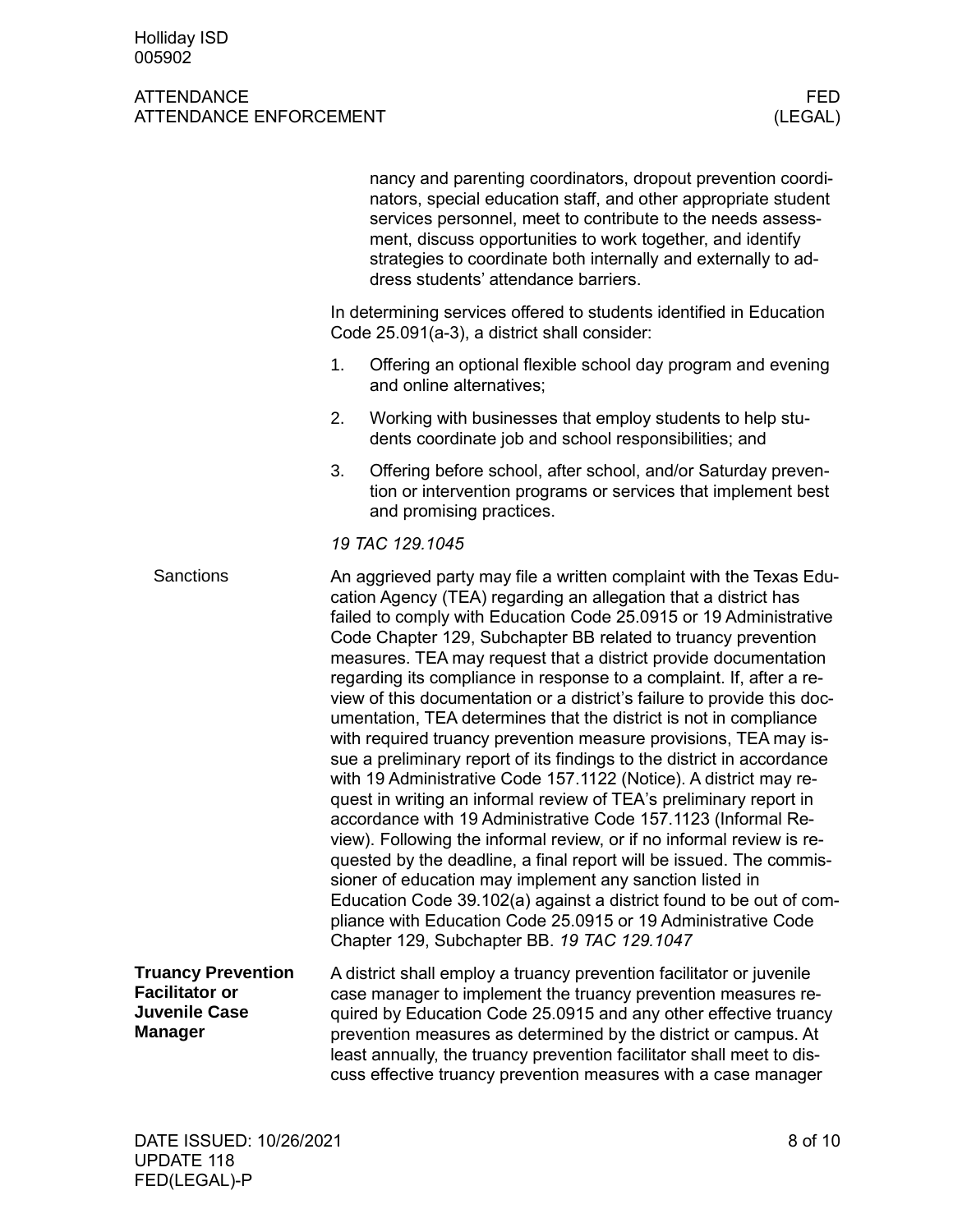nancy and parenting coordinators, dropout prevention coordinators, special education staff, and other appropriate student services personnel, meet to contribute to the needs assessment, discuss opportunities to work together, and identify strategies to coordinate both internally and externally to address students' attendance barriers.

In determining services offered to students identified in Education Code 25.091(a-3), a district shall consider:

1. Offering an optional flexible school day program and evening and online alternatives;
2. Working with businesses that employ students to help students coordinate job and school responsibilities; and
3. Offering before school, after school, and/or Saturday prevention or intervention programs or services that implement best and promising practices.

*19 TAC 129.1045*

### Sanctions

An aggrieved party may file a written complaint with the Texas Education Agency (TEA) regarding an allegation that a district has failed to comply with Education Code 25.0915 or 19 Administrative Code Chapter 129, Subchapter BB related to truancy prevention measures. TEA may request that a district provide documentation regarding its compliance in response to a complaint. If, after a review of this documentation or a district's failure to provide this documentation, TEA determines that the district is not in compliance with required truancy prevention measure provisions, TEA may issue a preliminary report of its findings to the district in accordance with 19 Administrative Code 157.1122 (Notice). A district may request in writing an informal review of TEA's preliminary report in accordance with 19 Administrative Code 157.1123 (Informal Review). Following the informal review, or if no informal review is requested by the deadline, a final report will be issued. The commissioner of education may implement any sanction listed in Education Code 39.102(a) against a district found to be out of compliance with Education Code 25.0915 or 19 Administrative Code Chapter 129, Subchapter BB. *19 TAC 129.1047*

## Truancy Prevention Facilitator or Juvenile Case Manager

A district shall employ a truancy prevention facilitator or juvenile case manager to implement the truancy prevention measures required by Education Code 25.0915 and any other effective truancy prevention measures as determined by the district or campus. At least annually, the truancy prevention facilitator shall meet to discuss effective truancy prevention measures with a case manager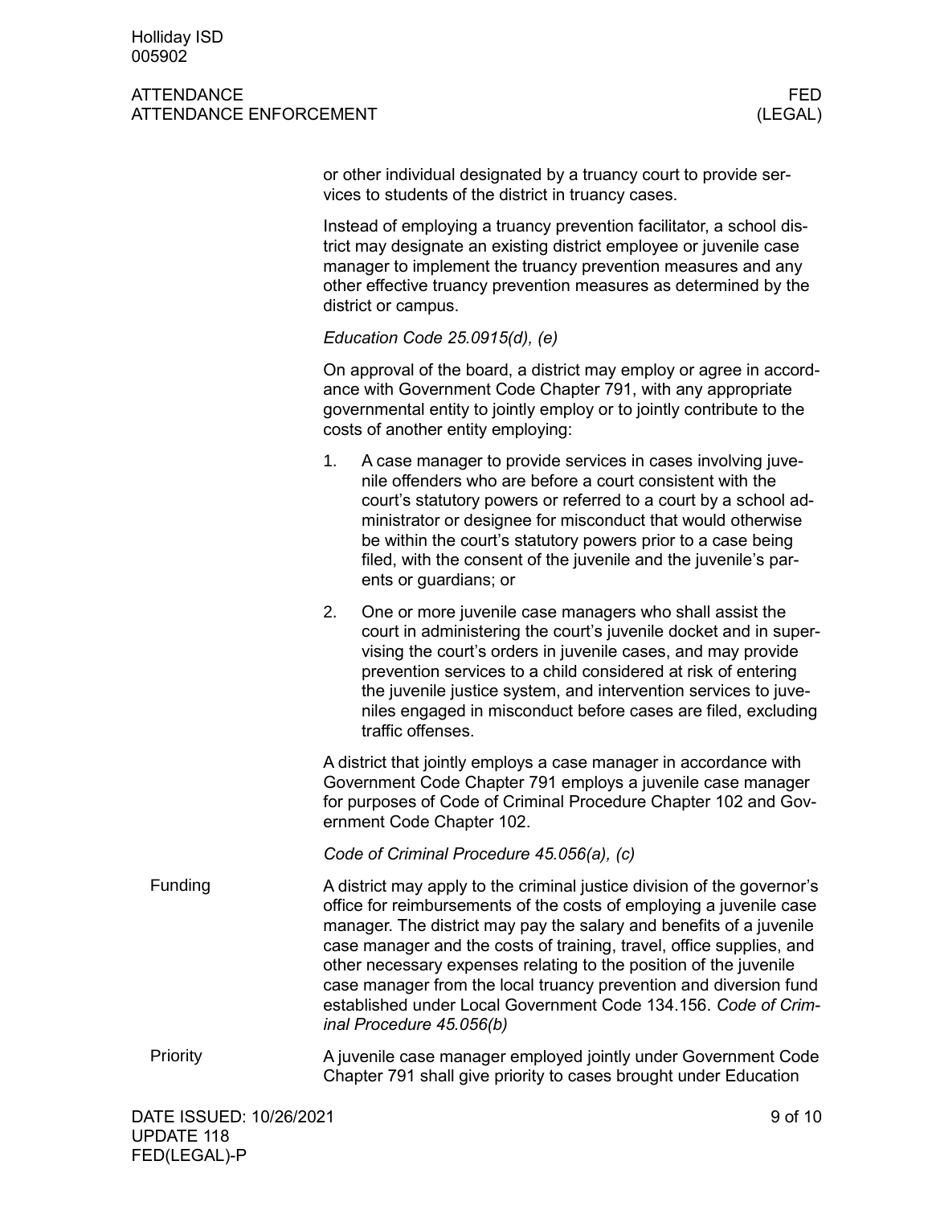or other individual designated by a truancy court to provide services to students of the district in truancy cases.

Instead of employing a truancy prevention facilitator, a school district may designate an existing district employee or juvenile case manager to implement the truancy prevention measures and any other effective truancy prevention measures as determined by the district or campus.

*Education Code 25.0915(d), (e)*

On approval of the board, a district may employ or agree in accordance with Government Code Chapter 791, with any appropriate governmental entity to jointly employ or to jointly contribute to the costs of another entity employing:

1. A case manager to provide services in cases involving juvenile offenders who are before a court consistent with the court's statutory powers or referred to a court by a school administrator or designee for misconduct that would otherwise be within the court's statutory powers prior to a case being filed, with the consent of the juvenile and the juvenile's parents or guardians; or
2. One or more juvenile case managers who shall assist the court in administering the court's juvenile docket and in supervising the court's orders in juvenile cases, and may provide prevention services to a child considered at risk of entering the juvenile justice system, and intervention services to juveniles engaged in misconduct before cases are filed, excluding traffic offenses.

A district that jointly employs a case manager in accordance with Government Code Chapter 791 employs a juvenile case manager for purposes of Code of Criminal Procedure Chapter 102 and Government Code Chapter 102.

*Code of Criminal Procedure 45.056(a), (c)*

### Funding

A district may apply to the criminal justice division of the governor's office for reimbursements of the costs of employing a juvenile case manager. The district may pay the salary and benefits of a juvenile case manager and the costs of training, travel, office supplies, and other necessary expenses relating to the position of the juvenile case manager from the local truancy prevention and diversion fund established under Local Government Code 134.156. *Code of Criminal Procedure 45.056(b)*

### Priority

A juvenile case manager employed jointly under Government Code Chapter 791 shall give priority to cases brought under Education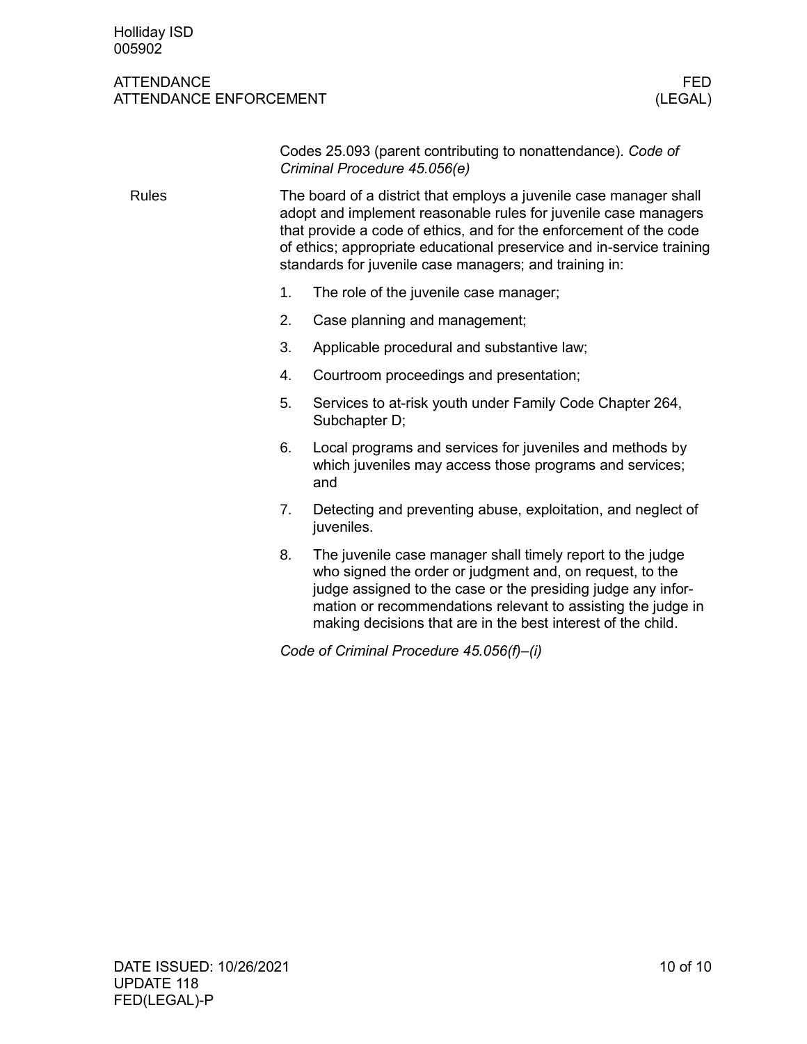Codes 25.093 (parent contributing to nonattendance). *Code of Criminal Procedure 45.056(e)*

## Rules

The board of a district that employs a juvenile case manager shall adopt and implement reasonable rules for juvenile case managers that provide a code of ethics, and for the enforcement of the code of ethics; appropriate educational preservice and in-service training standards for juvenile case managers; and training in:

1. The role of the juvenile case manager;
2. Case planning and management;
3. Applicable procedural and substantive law;
4. Courtroom proceedings and presentation;
5. Services to at-risk youth under Family Code Chapter 264, Subchapter D;
6. Local programs and services for juveniles and methods by which juveniles may access those programs and services; and
7. Detecting and preventing abuse, exploitation, and neglect of juveniles.
8. The juvenile case manager shall timely report to the judge who signed the order or judgment and, on request, to the judge assigned to the case or the presiding judge any information or recommendations relevant to assisting the judge in making decisions that are in the best interest of the child.

*Code of Criminal Procedure 45.056(f)–(i)*